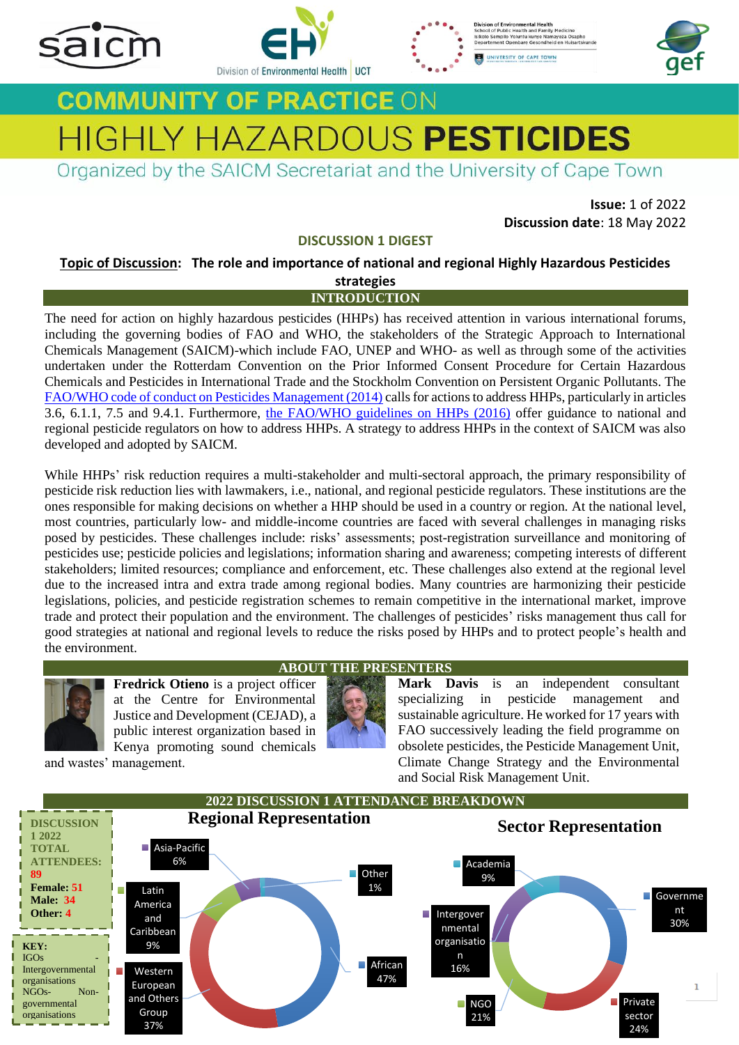# COMMUNITY OF PRACTICE ON HIGHLY HAZARDOUS PESTICIDES

Organized by the SAICM Secretariat and the University of Cape Town

**Issue:** 1 of 2022
**Discussion date**: 18 May 2022

**DISCUSSION 1 DIGEST**

**Topic of Discussion: The role and importance of national and regional Highly Hazardous Pesticides strategies**

## INTRODUCTION

The need for action on highly hazardous pesticides (HHPs) has received attention in various international forums, including the governing bodies of FAO and WHO, the stakeholders of the Strategic Approach to International Chemicals Management (SAICM)-which include FAO, UNEP and WHO- as well as through some of the activities undertaken under the Rotterdam Convention on the Prior Informed Consent Procedure for Certain Hazardous Chemicals and Pesticides in International Trade and the Stockholm Convention on Persistent Organic Pollutants. The FAO/WHO code of conduct on Pesticides Management (2014) calls for actions to address HHPs, particularly in articles 3.6, 6.1.1, 7.5 and 9.4.1. Furthermore, the FAO/WHO guidelines on HHPs (2016) offer guidance to national and regional pesticide regulators on how to address HHPs. A strategy to address HHPs in the context of SAICM was also developed and adopted by SAICM.

While HHPs' risk reduction requires a multi-stakeholder and multi-sectoral approach, the primary responsibility of pesticide risk reduction lies with lawmakers, i.e., national, and regional pesticide regulators. These institutions are the ones responsible for making decisions on whether a HHP should be used in a country or region. At the national level, most countries, particularly low- and middle-income countries are faced with several challenges in managing risks posed by pesticides. These challenges include: risks' assessments; post-registration surveillance and monitoring of pesticides use; pesticide policies and legislations; information sharing and awareness; competing interests of different stakeholders; limited resources; compliance and enforcement, etc. These challenges also extend at the regional level due to the increased intra and extra trade among regional bodies. Many countries are harmonizing their pesticide legislations, policies, and pesticide registration schemes to remain competitive in the international market, improve trade and protect their population and the environment. The challenges of pesticides' risks management thus call for good strategies at national and regional levels to reduce the risks posed by HHPs and to protect people's health and the environment.

## ABOUT THE PRESENTERS

**Fredrick Otieno** is a project officer at the Centre for Environmental Justice and Development (CEJAD), a public interest organization based in Kenya promoting sound chemicals and wastes' management.

**Mark Davis** is an independent consultant specializing in pesticide management and sustainable agriculture. He worked for 17 years with FAO successively leading the field programme on obsolete pesticides, the Pesticide Management Unit, Climate Change Strategy and the Environmental and Social Risk Management Unit.

## 2022 DISCUSSION 1 ATTENDANCE BREAKDOWN

**DISCUSSION 1 2022 TOTAL ATTENDEES: 89**
**Female: 51**
**Male: 34**
**Other: 4**

**KEY:**
IGOs - Intergovernmental organisations
NGOs- Non-governmental organisations

### Regional Representation

| Region | Share |
|---|---|
| African | 47% |
| Western European and Others Group | 37% |
| Latin America and Caribbean | 9% |
| Asia-Pacific | 6% |
| Other | 1% |

### Sector Representation

| Sector | Share |
|---|---|
| Government | 30% |
| Private sector | 24% |
| NGO | 21% |
| Intergovernmental organisation | 16% |
| Academia | 9% |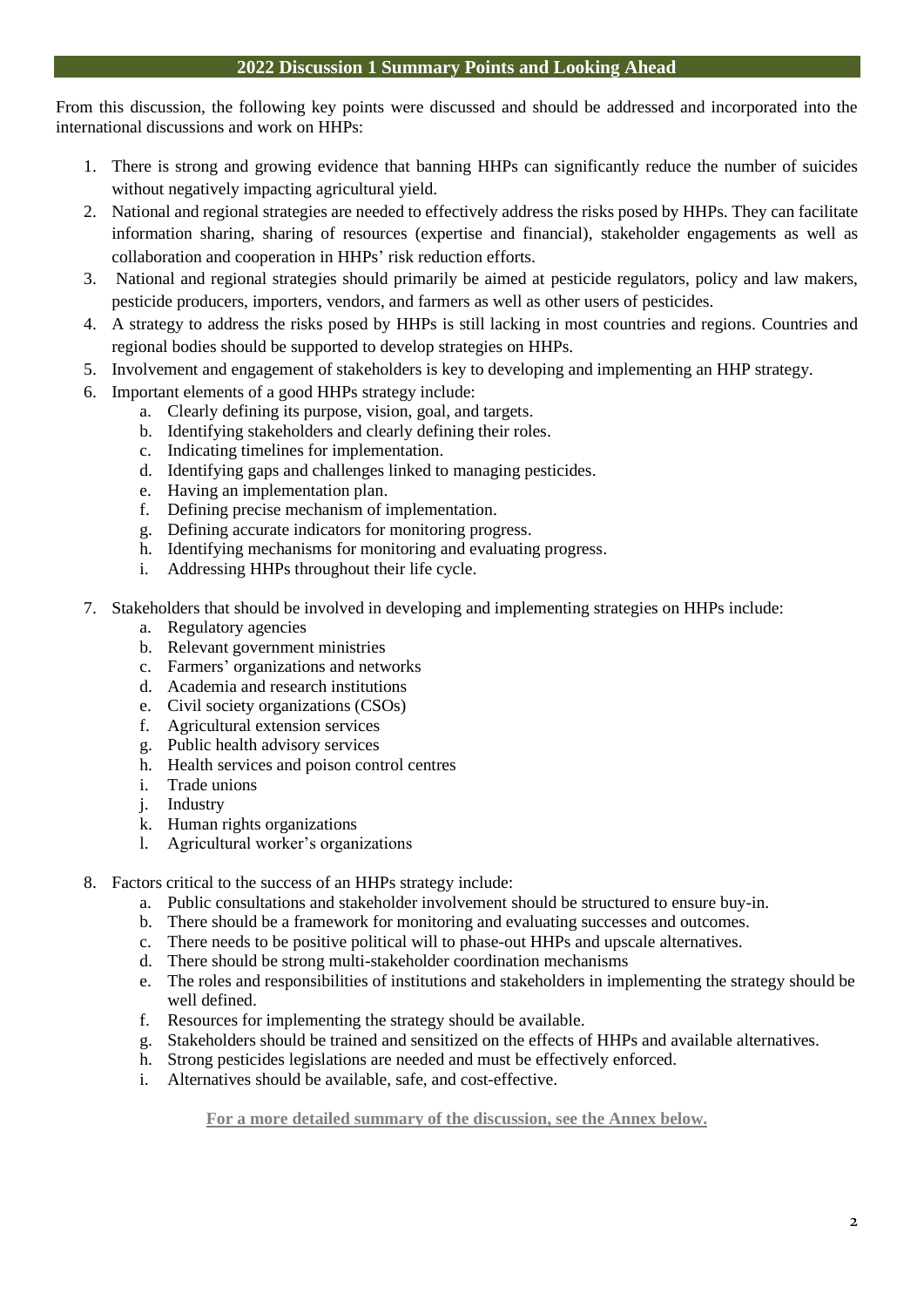## 2022 Discussion 1 Summary Points and Looking Ahead

From this discussion, the following key points were discussed and should be addressed and incorporated into the international discussions and work on HHPs:

1. There is strong and growing evidence that banning HHPs can significantly reduce the number of suicides without negatively impacting agricultural yield.
2. National and regional strategies are needed to effectively address the risks posed by HHPs. They can facilitate information sharing, sharing of resources (expertise and financial), stakeholder engagements as well as collaboration and cooperation in HHPs' risk reduction efforts.
3. National and regional strategies should primarily be aimed at pesticide regulators, policy and law makers, pesticide producers, importers, vendors, and farmers as well as other users of pesticides.
4. A strategy to address the risks posed by HHPs is still lacking in most countries and regions. Countries and regional bodies should be supported to develop strategies on HHPs.
5. Involvement and engagement of stakeholders is key to developing and implementing an HHP strategy.
6. Important elements of a good HHPs strategy include:
   a. Clearly defining its purpose, vision, goal, and targets.
   b. Identifying stakeholders and clearly defining their roles.
   c. Indicating timelines for implementation.
   d. Identifying gaps and challenges linked to managing pesticides.
   e. Having an implementation plan.
   f. Defining precise mechanism of implementation.
   g. Defining accurate indicators for monitoring progress.
   h. Identifying mechanisms for monitoring and evaluating progress.
   i. Addressing HHPs throughout their life cycle.
7. Stakeholders that should be involved in developing and implementing strategies on HHPs include:
   a. Regulatory agencies
   b. Relevant government ministries
   c. Farmers' organizations and networks
   d. Academia and research institutions
   e. Civil society organizations (CSOs)
   f. Agricultural extension services
   g. Public health advisory services
   h. Health services and poison control centres
   i. Trade unions
   j. Industry
   k. Human rights organizations
   l. Agricultural worker's organizations
8. Factors critical to the success of an HHPs strategy include:
   a. Public consultations and stakeholder involvement should be structured to ensure buy-in.
   b. There should be a framework for monitoring and evaluating successes and outcomes.
   c. There needs to be positive political will to phase-out HHPs and upscale alternatives.
   d. There should be strong multi-stakeholder coordination mechanisms
   e. The roles and responsibilities of institutions and stakeholders in implementing the strategy should be well defined.
   f. Resources for implementing the strategy should be available.
   g. Stakeholders should be trained and sensitized on the effects of HHPs and available alternatives.
   h. Strong pesticides legislations are needed and must be effectively enforced.
   i. Alternatives should be available, safe, and cost-effective.

**For a more detailed summary of the discussion, see the Annex below.**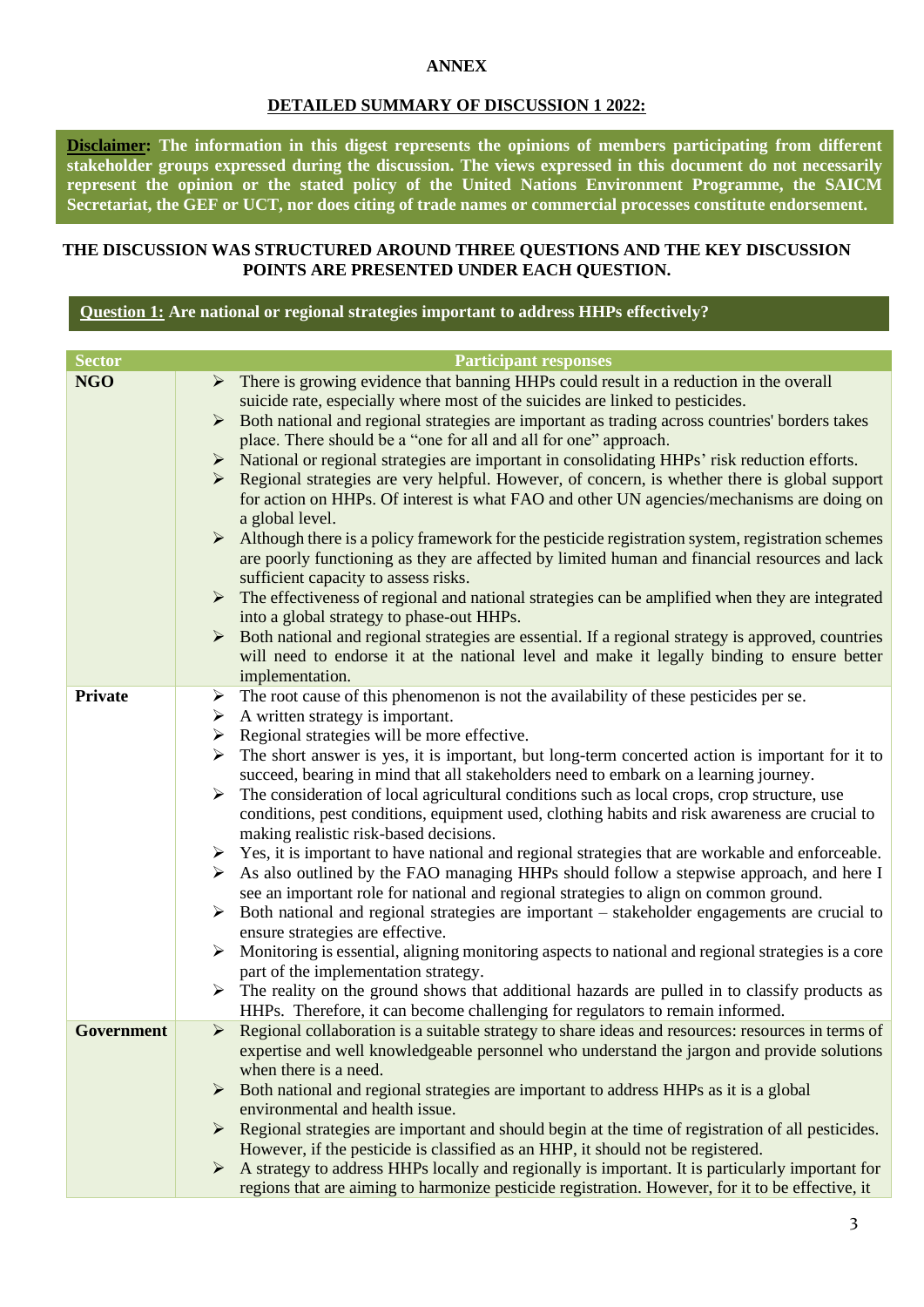**ANNEX**

**DETAILED SUMMARY OF DISCUSSION 1 2022:**

**Disclaimer: The information in this digest represents the opinions of members participating from different stakeholder groups expressed during the discussion. The views expressed in this document do not necessarily represent the opinion or the stated policy of the United Nations Environment Programme, the SAICM Secretariat, the GEF or UCT, nor does citing of trade names or commercial processes constitute endorsement.**

**THE DISCUSSION WAS STRUCTURED AROUND THREE QUESTIONS AND THE KEY DISCUSSION POINTS ARE PRESENTED UNDER EACH QUESTION.**

**Question 1: Are national or regional strategies important to address HHPs effectively?**

| Sector | Participant responses |
|---|---|
| **NGO** | ➢ There is growing evidence that banning HHPs could result in a reduction in the overall suicide rate, especially where most of the suicides are linked to pesticides.<br>➢ Both national and regional strategies are important as trading across countries' borders takes place. There should be a "one for all and all for one" approach.<br>➢ National or regional strategies are important in consolidating HHPs' risk reduction efforts.<br>➢ Regional strategies are very helpful. However, of concern, is whether there is global support for action on HHPs. Of interest is what FAO and other UN agencies/mechanisms are doing on a global level.<br>➢ Although there is a policy framework for the pesticide registration system, registration schemes are poorly functioning as they are affected by limited human and financial resources and lack sufficient capacity to assess risks.<br>➢ The effectiveness of regional and national strategies can be amplified when they are integrated into a global strategy to phase-out HHPs.<br>➢ Both national and regional strategies are essential. If a regional strategy is approved, countries will need to endorse it at the national level and make it legally binding to ensure better implementation. |
| **Private** | ➢ The root cause of this phenomenon is not the availability of these pesticides per se.<br>➢ A written strategy is important.<br>➢ Regional strategies will be more effective.<br>➢ The short answer is yes, it is important, but long-term concerted action is important for it to succeed, bearing in mind that all stakeholders need to embark on a learning journey.<br>➢ The consideration of local agricultural conditions such as local crops, crop structure, use conditions, pest conditions, equipment used, clothing habits and risk awareness are crucial to making realistic risk-based decisions.<br>➢ Yes, it is important to have national and regional strategies that are workable and enforceable.<br>➢ As also outlined by the FAO managing HHPs should follow a stepwise approach, and here I see an important role for national and regional strategies to align on common ground.<br>➢ Both national and regional strategies are important – stakeholder engagements are crucial to ensure strategies are effective.<br>➢ Monitoring is essential, aligning monitoring aspects to national and regional strategies is a core part of the implementation strategy.<br>➢ The reality on the ground shows that additional hazards are pulled in to classify products as HHPs. Therefore, it can become challenging for regulators to remain informed. |
| **Government** | ➢ Regional collaboration is a suitable strategy to share ideas and resources: resources in terms of expertise and well knowledgeable personnel who understand the jargon and provide solutions when there is a need.<br>➢ Both national and regional strategies are important to address HHPs as it is a global environmental and health issue.<br>➢ Regional strategies are important and should begin at the time of registration of all pesticides. However, if the pesticide is classified as an HHP, it should not be registered.<br>➢ A strategy to address HHPs locally and regionally is important. It is particularly important for regions that are aiming to harmonize pesticide registration. However, for it to be effective, it |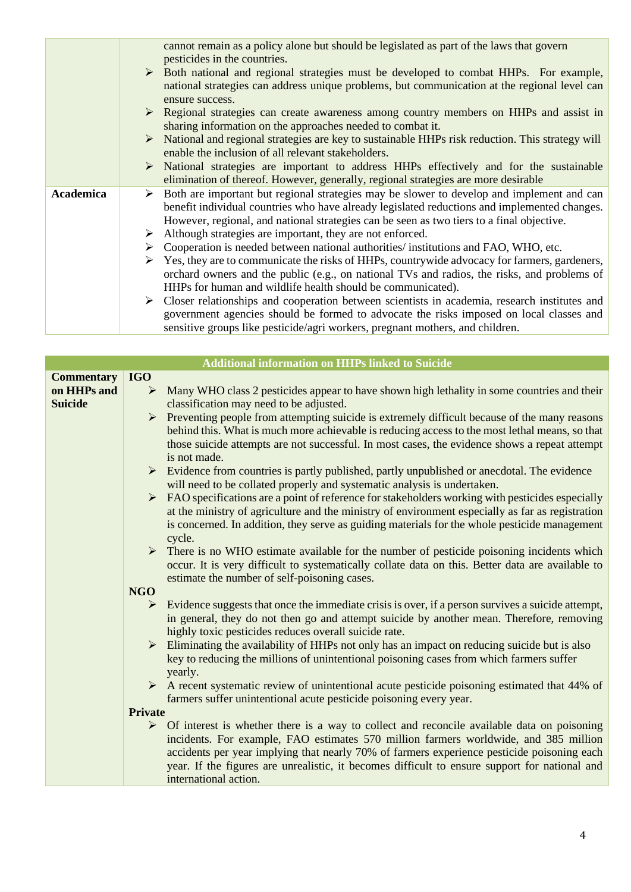| | |
|---|---|
| | cannot remain as a policy alone but should be legislated as part of the laws that govern pesticides in the countries.<br>➢ Both national and regional strategies must be developed to combat HHPs. For example, national strategies can address unique problems, but communication at the regional level can ensure success.<br>➢ Regional strategies can create awareness among country members on HHPs and assist in sharing information on the approaches needed to combat it.<br>➢ National and regional strategies are key to sustainable HHPs risk reduction. This strategy will enable the inclusion of all relevant stakeholders.<br>➢ National strategies are important to address HHPs effectively and for the sustainable elimination of thereof. However, generally, regional strategies are more desirable |
| **Academica** | ➢ Both are important but regional strategies may be slower to develop and implement and can benefit individual countries who have already legislated reductions and implemented changes. However, regional, and national strategies can be seen as two tiers to a final objective.<br>➢ Although strategies are important, they are not enforced.<br>➢ Cooperation is needed between national authorities/ institutions and FAO, WHO, etc.<br>➢ Yes, they are to communicate the risks of HHPs, countrywide advocacy for farmers, gardeners, orchard owners and the public (e.g., on national TVs and radios, the risks, and problems of HHPs for human and wildlife health should be communicated).<br>➢ Closer relationships and cooperation between scientists in academia, research institutes and government agencies should be formed to advocate the risks imposed on local classes and sensitive groups like pesticide/agri workers, pregnant mothers, and children. |

| Additional information on HHPs linked to Suicide | |
|---|---|
| **Commentary on HHPs and Suicide** | **IGO**<br>➢ Many WHO class 2 pesticides appear to have shown high lethality in some countries and their classification may need to be adjusted.<br>➢ Preventing people from attempting suicide is extremely difficult because of the many reasons behind this. What is much more achievable is reducing access to the most lethal means, so that those suicide attempts are not successful. In most cases, the evidence shows a repeat attempt is not made.<br>➢ Evidence from countries is partly published, partly unpublished or anecdotal. The evidence will need to be collated properly and systematic analysis is undertaken.<br>➢ FAO specifications are a point of reference for stakeholders working with pesticides especially at the ministry of agriculture and the ministry of environment especially as far as registration is concerned. In addition, they serve as guiding materials for the whole pesticide management cycle.<br>➢ There is no WHO estimate available for the number of pesticide poisoning incidents which occur. It is very difficult to systematically collate data on this. Better data are available to estimate the number of self-poisoning cases.<br>**NGO**<br>➢ Evidence suggests that once the immediate crisis is over, if a person survives a suicide attempt, in general, they do not then go and attempt suicide by another mean. Therefore, removing highly toxic pesticides reduces overall suicide rate.<br>➢ Eliminating the availability of HHPs not only has an impact on reducing suicide but is also key to reducing the millions of unintentional poisoning cases from which farmers suffer yearly.<br>➢ A recent systematic review of unintentional acute pesticide poisoning estimated that 44% of farmers suffer unintentional acute pesticide poisoning every year.<br>**Private**<br>➢ Of interest is whether there is a way to collect and reconcile available data on poisoning incidents. For example, FAO estimates 570 million farmers worldwide, and 385 million accidents per year implying that nearly 70% of farmers experience pesticide poisoning each year. If the figures are unrealistic, it becomes difficult to ensure support for national and international action. |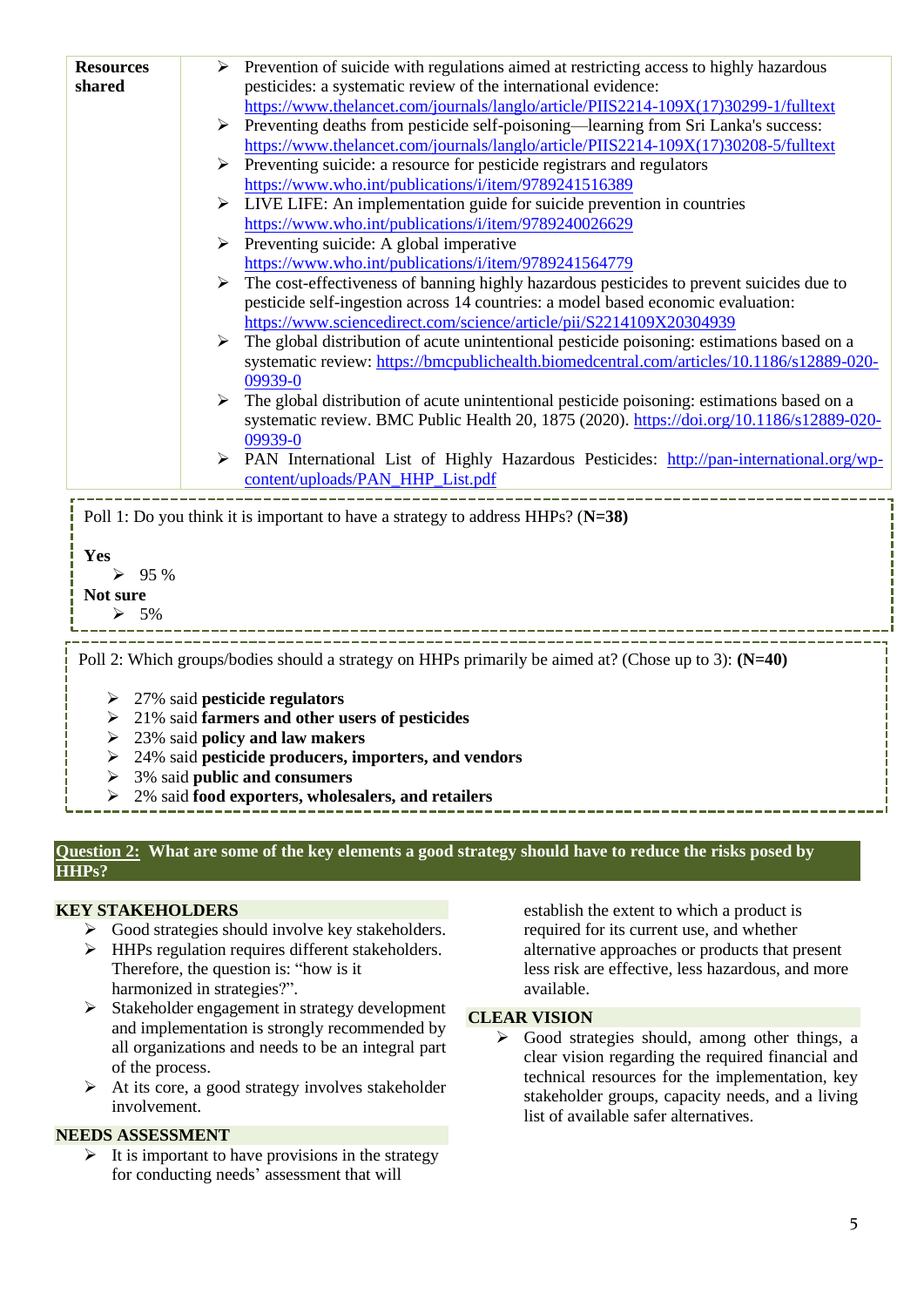| | |
|---|---|
| **Resources shared** | ➢ Prevention of suicide with regulations aimed at restricting access to highly hazardous pesticides: a systematic review of the international evidence: https://www.thelancet.com/journals/langlo/article/PIIS2214-109X(17)30299-1/fulltext<br>➢ Preventing deaths from pesticide self-poisoning—learning from Sri Lanka's success: https://www.thelancet.com/journals/langlo/article/PIIS2214-109X(17)30208-5/fulltext<br>➢ Preventing suicide: a resource for pesticide registrars and regulators https://www.who.int/publications/i/item/9789241516389<br>➢ LIVE LIFE: An implementation guide for suicide prevention in countries https://www.who.int/publications/i/item/9789240026629<br>➢ Preventing suicide: A global imperative https://www.who.int/publications/i/item/9789241564779<br>➢ The cost-effectiveness of banning highly hazardous pesticides to prevent suicides due to pesticide self-ingestion across 14 countries: a model based economic evaluation: https://www.sciencedirect.com/science/article/pii/S2214109X20304939<br>➢ The global distribution of acute unintentional pesticide poisoning: estimations based on a systematic review: https://bmcpublichealth.biomedcentral.com/articles/10.1186/s12889-020-09939-0<br>➢ The global distribution of acute unintentional pesticide poisoning: estimations based on a systematic review. BMC Public Health 20, 1875 (2020). https://doi.org/10.1186/s12889-020-09939-0<br>➢ PAN International List of Highly Hazardous Pesticides: http://pan-international.org/wp-content/uploads/PAN_HHP_List.pdf |

Poll 1: Do you think it is important to have a strategy to address HHPs? (**N=38**)

**Yes**
- 95 %

**Not sure**
- 5%

Poll 2: Which groups/bodies should a strategy on HHPs primarily be aimed at? (Chose up to 3): **(N=40)**

- 27% said **pesticide regulators**
- 21% said **farmers and other users of pesticides**
- 23% said **policy and law makers**
- 24% said **pesticide producers, importers, and vendors**
- 3% said **public and consumers**
- 2% said **food exporters, wholesalers, and retailers**

## Question 2: What are some of the key elements a good strategy should have to reduce the risks posed by HHPs?

### KEY STAKEHOLDERS

- Good strategies should involve key stakeholders.
- HHPs regulation requires different stakeholders. Therefore, the question is: "how is it harmonized in strategies?".
- Stakeholder engagement in strategy development and implementation is strongly recommended by all organizations and needs to be an integral part of the process.
- At its core, a good strategy involves stakeholder involvement.

### NEEDS ASSESSMENT

- It is important to have provisions in the strategy for conducting needs' assessment that will establish the extent to which a product is required for its current use, and whether alternative approaches or products that present less risk are effective, less hazardous, and more available.

### CLEAR VISION

- Good strategies should, among other things, a clear vision regarding the required financial and technical resources for the implementation, key stakeholder groups, capacity needs, and a living list of available safer alternatives.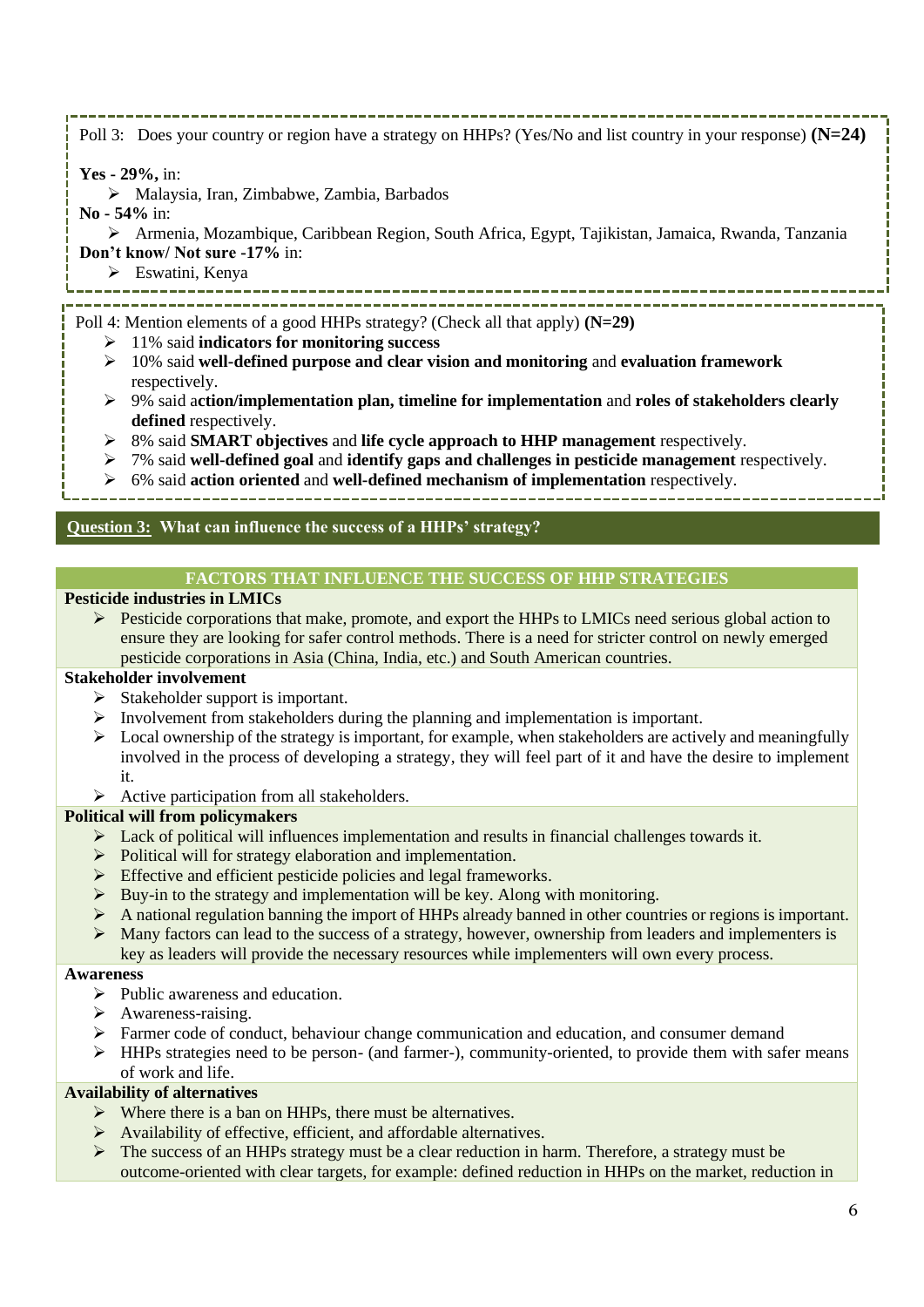Poll 3: Does your country or region have a strategy on HHPs? (Yes/No and list country in your response) **(N=24)**

**Yes - 29%,** in:

- Malaysia, Iran, Zimbabwe, Zambia, Barbados

**No - 54%** in:

- Armenia, Mozambique, Caribbean Region, South Africa, Egypt, Tajikistan, Jamaica, Rwanda, Tanzania

**Don't know/ Not sure -17%** in:

- Eswatini, Kenya

Poll 4: Mention elements of a good HHPs strategy? (Check all that apply) **(N=29)**

- 11% said **indicators for monitoring success**
- 10% said **well-defined purpose and clear vision and monitoring** and **evaluation framework** respectively.
- 9% said a**ction/implementation plan, timeline for implementation** and **roles of stakeholders clearly defined** respectively.
- 8% said **SMART objectives** and **life cycle approach to HHP management** respectively.
- 7% said **well-defined goal** and **identify gaps and challenges in pesticide management** respectively.
- 6% said **action oriented** and **well-defined mechanism of implementation** respectively.

## Question 3: What can influence the success of a HHPs' strategy?

### FACTORS THAT INFLUENCE THE SUCCESS OF HHP STRATEGIES

**Pesticide industries in LMICs**

- Pesticide corporations that make, promote, and export the HHPs to LMICs need serious global action to ensure they are looking for safer control methods. There is a need for stricter control on newly emerged pesticide corporations in Asia (China, India, etc.) and South American countries.

**Stakeholder involvement**

- Stakeholder support is important.
- Involvement from stakeholders during the planning and implementation is important.
- Local ownership of the strategy is important, for example, when stakeholders are actively and meaningfully involved in the process of developing a strategy, they will feel part of it and have the desire to implement it.
- Active participation from all stakeholders.

**Political will from policymakers**

- Lack of political will influences implementation and results in financial challenges towards it.
- Political will for strategy elaboration and implementation.
- Effective and efficient pesticide policies and legal frameworks.
- Buy-in to the strategy and implementation will be key. Along with monitoring.
- A national regulation banning the import of HHPs already banned in other countries or regions is important.
- Many factors can lead to the success of a strategy, however, ownership from leaders and implementers is key as leaders will provide the necessary resources while implementers will own every process.

**Awareness**

- Public awareness and education.
- Awareness-raising.
- Farmer code of conduct, behaviour change communication and education, and consumer demand
- HHPs strategies need to be person- (and farmer-), community-oriented, to provide them with safer means of work and life.

**Availability of alternatives**

- Where there is a ban on HHPs, there must be alternatives.
- Availability of effective, efficient, and affordable alternatives.
- The success of an HHPs strategy must be a clear reduction in harm. Therefore, a strategy must be outcome-oriented with clear targets, for example: defined reduction in HHPs on the market, reduction in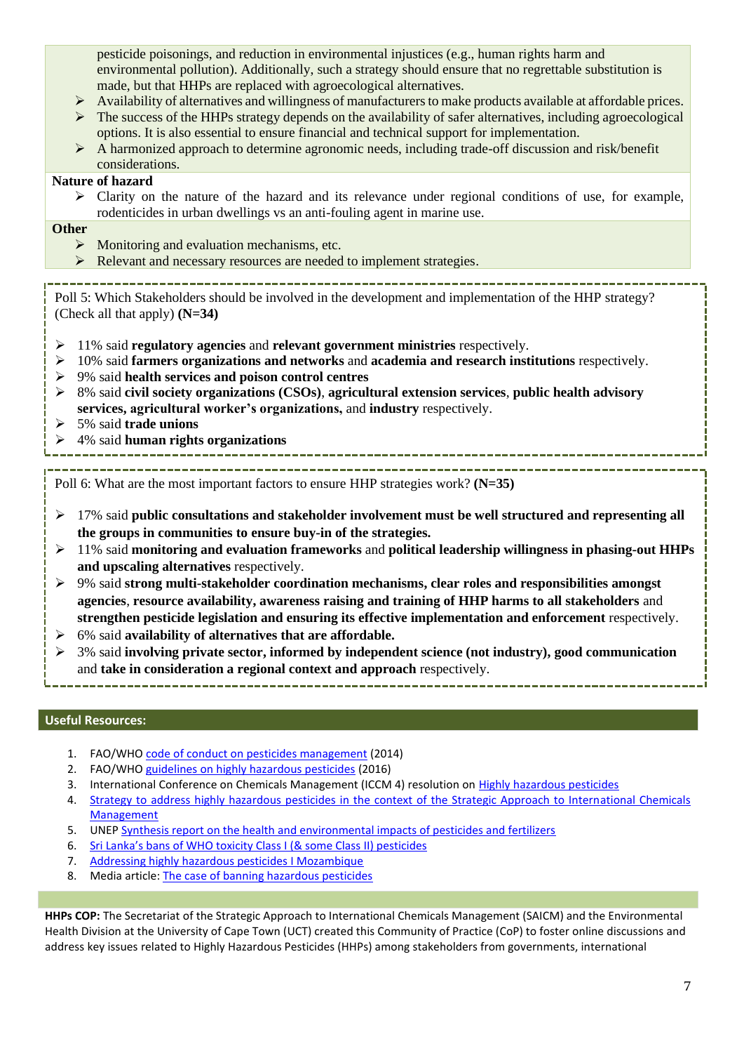pesticide poisonings, and reduction in environmental injustices (e.g., human rights harm and environmental pollution). Additionally, such a strategy should ensure that no regrettable substitution is made, but that HHPs are replaced with agroecological alternatives.

- Availability of alternatives and willingness of manufacturers to make products available at affordable prices.
- The success of the HHPs strategy depends on the availability of safer alternatives, including agroecological options. It is also essential to ensure financial and technical support for implementation.
- A harmonized approach to determine agronomic needs, including trade-off discussion and risk/benefit considerations.

**Nature of hazard**

- Clarity on the nature of the hazard and its relevance under regional conditions of use, for example, rodenticides in urban dwellings vs an anti-fouling agent in marine use.

**Other**

- Monitoring and evaluation mechanisms, etc.
- Relevant and necessary resources are needed to implement strategies.

Poll 5: Which Stakeholders should be involved in the development and implementation of the HHP strategy? (Check all that apply) **(N=34)**

- 11% said **regulatory agencies** and **relevant government ministries** respectively.
- 10% said **farmers organizations and networks** and **academia and research institutions** respectively.
- 9% said **health services and poison control centres**
- 8% said **civil society organizations (CSOs)**, **agricultural extension services**, **public health advisory services, agricultural worker's organizations,** and **industry** respectively.
- 5% said **trade unions**
- 4% said **human rights organizations**

Poll 6: What are the most important factors to ensure HHP strategies work? **(N=35)**

- 17% said **public consultations and stakeholder involvement must be well structured and representing all the groups in communities to ensure buy-in of the strategies.**
- 11% said **monitoring and evaluation frameworks** and **political leadership willingness in phasing-out HHPs and upscaling alternatives** respectively.
- 9% said **strong multi-stakeholder coordination mechanisms, clear roles and responsibilities amongst agencies**, **resource availability, awareness raising and training of HHP harms to all stakeholders** and **strengthen pesticide legislation and ensuring its effective implementation and enforcement** respectively.
- 6% said **availability of alternatives that are affordable.**
- 3% said **involving private sector, informed by independent science (not industry), good communication** and **take in consideration a regional context and approach** respectively.

## Useful Resources:

1. FAO/WHO code of conduct on pesticides management (2014)
2. FAO/WHO guidelines on highly hazardous pesticides (2016)
3. International Conference on Chemicals Management (ICCM 4) resolution on Highly hazardous pesticides
4. Strategy to address highly hazardous pesticides in the context of the Strategic Approach to International Chemicals Management
5. UNEP Synthesis report on the health and environmental impacts of pesticides and fertilizers
6. Sri Lanka's bans of WHO toxicity Class I (& some Class II) pesticides
7. Addressing highly hazardous pesticides I Mozambique
8. Media article: The case of banning hazardous pesticides

**HHPs COP:** The Secretariat of the Strategic Approach to International Chemicals Management (SAICM) and the Environmental Health Division at the University of Cape Town (UCT) created this Community of Practice (CoP) to foster online discussions and address key issues related to Highly Hazardous Pesticides (HHPs) among stakeholders from governments, international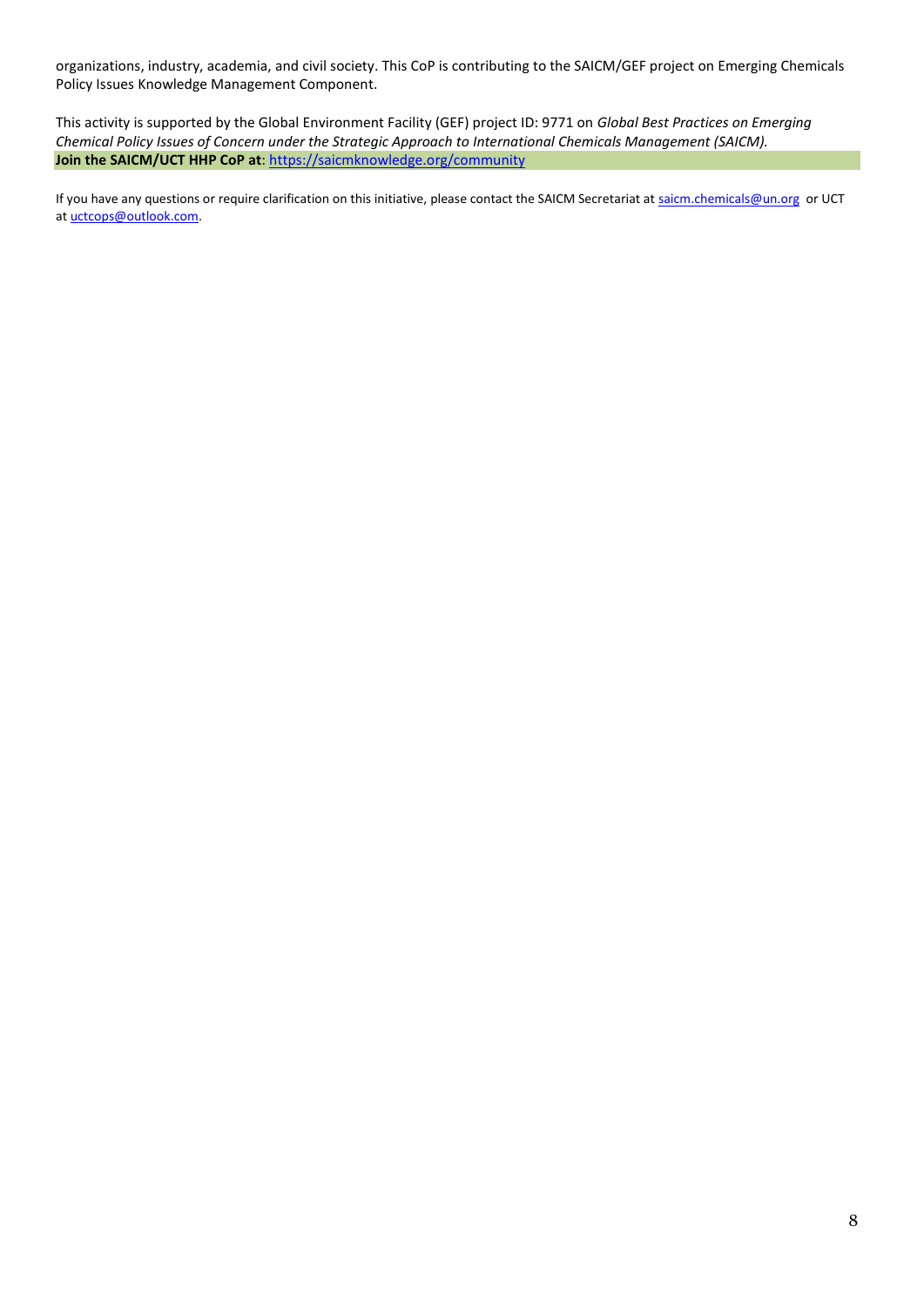organizations, industry, academia, and civil society. This CoP is contributing to the SAICM/GEF project on Emerging Chemicals Policy Issues Knowledge Management Component.

This activity is supported by the Global Environment Facility (GEF) project ID: 9771 on *Global Best Practices on Emerging Chemical Policy Issues of Concern under the Strategic Approach to International Chemicals Management (SAICM).*
**Join the SAICM/UCT HHP CoP at**: https://saicmknowledge.org/community

If you have any questions or require clarification on this initiative, please contact the SAICM Secretariat at saicm.chemicals@un.org or UCT at uctcops@outlook.com.